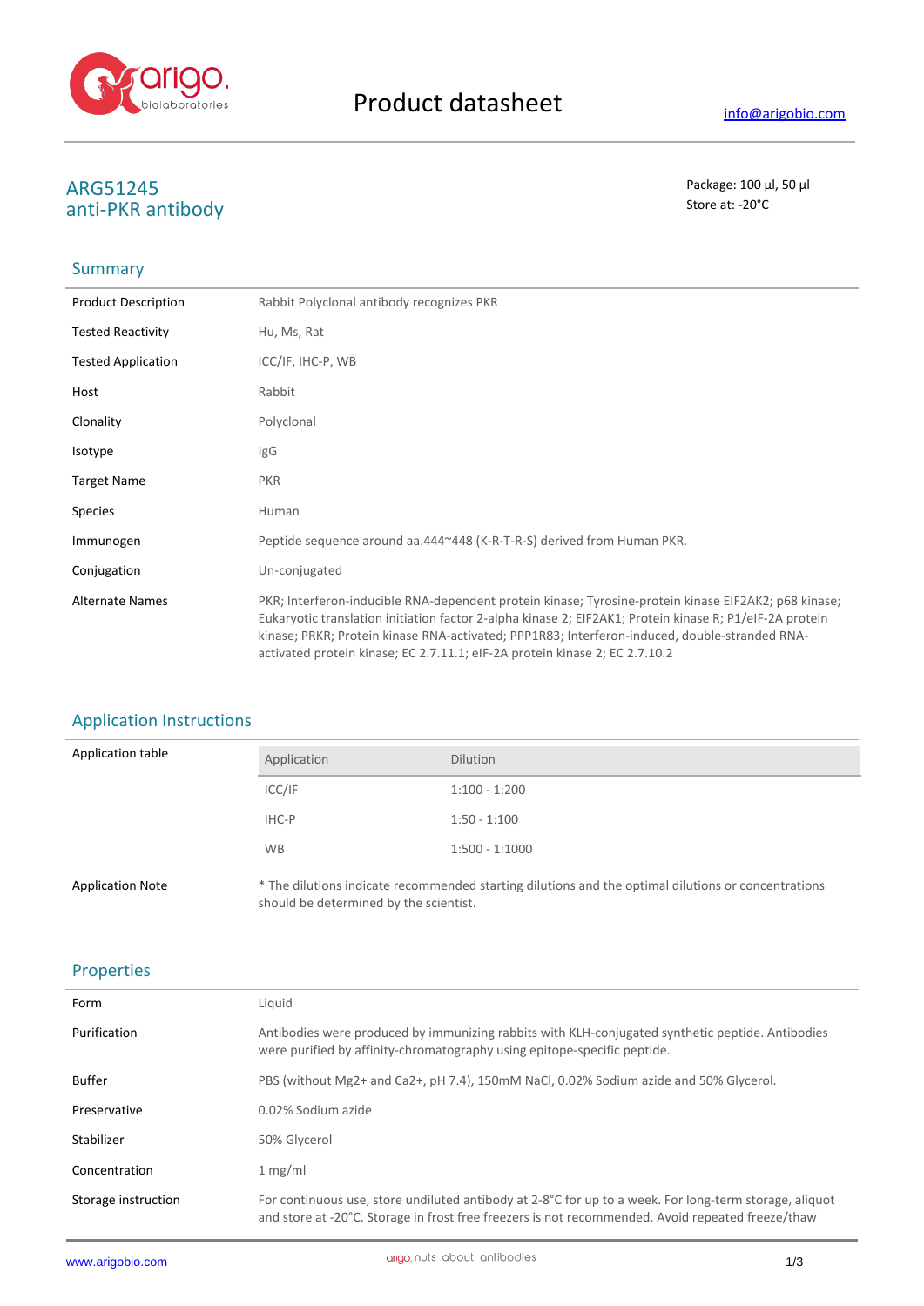# Product datasheet

info@arigobio.com

## ARG51245
## anti-PKR antibody

Package: 100 μl, 50 μl
Store at: -20°C

## Summary

| | |
|---|---|
| Product Description | Rabbit Polyclonal antibody recognizes PKR |
| Tested Reactivity | Hu, Ms, Rat |
| Tested Application | ICC/IF, IHC-P, WB |
| Host | Rabbit |
| Clonality | Polyclonal |
| Isotype | IgG |
| Target Name | PKR |
| Species | Human |
| Immunogen | Peptide sequence around aa.444~448 (K-R-T-R-S) derived from Human PKR. |
| Conjugation | Un-conjugated |
| Alternate Names | PKR; Interferon-inducible RNA-dependent protein kinase; Tyrosine-protein kinase EIF2AK2; p68 kinase; Eukaryotic translation initiation factor 2-alpha kinase 2; EIF2AK1; Protein kinase R; P1/eIF-2A protein kinase; PRKR; Protein kinase RNA-activated; PPP1R83; Interferon-induced, double-stranded RNA-activated protein kinase; EC 2.7.11.1; eIF-2A protein kinase 2; EC 2.7.10.2 |

## Application Instructions

Application table

| Application | Dilution |
|---|---|
| ICC/IF | 1:100 - 1:200 |
| IHC-P | 1:50 - 1:100 |
| WB | 1:500 - 1:1000 |

Application Note: * The dilutions indicate recommended starting dilutions and the optimal dilutions or concentrations should be determined by the scientist.

## Properties

| | |
|---|---|
| Form | Liquid |
| Purification | Antibodies were produced by immunizing rabbits with KLH-conjugated synthetic peptide. Antibodies were purified by affinity-chromatography using epitope-specific peptide. |
| Buffer | PBS (without Mg2+ and Ca2+, pH 7.4), 150mM NaCl, 0.02% Sodium azide and 50% Glycerol. |
| Preservative | 0.02% Sodium azide |
| Stabilizer | 50% Glycerol |
| Concentration | 1 mg/ml |
| Storage instruction | For continuous use, store undiluted antibody at 2-8°C for up to a week. For long-term storage, aliquot and store at -20°C. Storage in frost free freezers is not recommended. Avoid repeated freeze/thaw |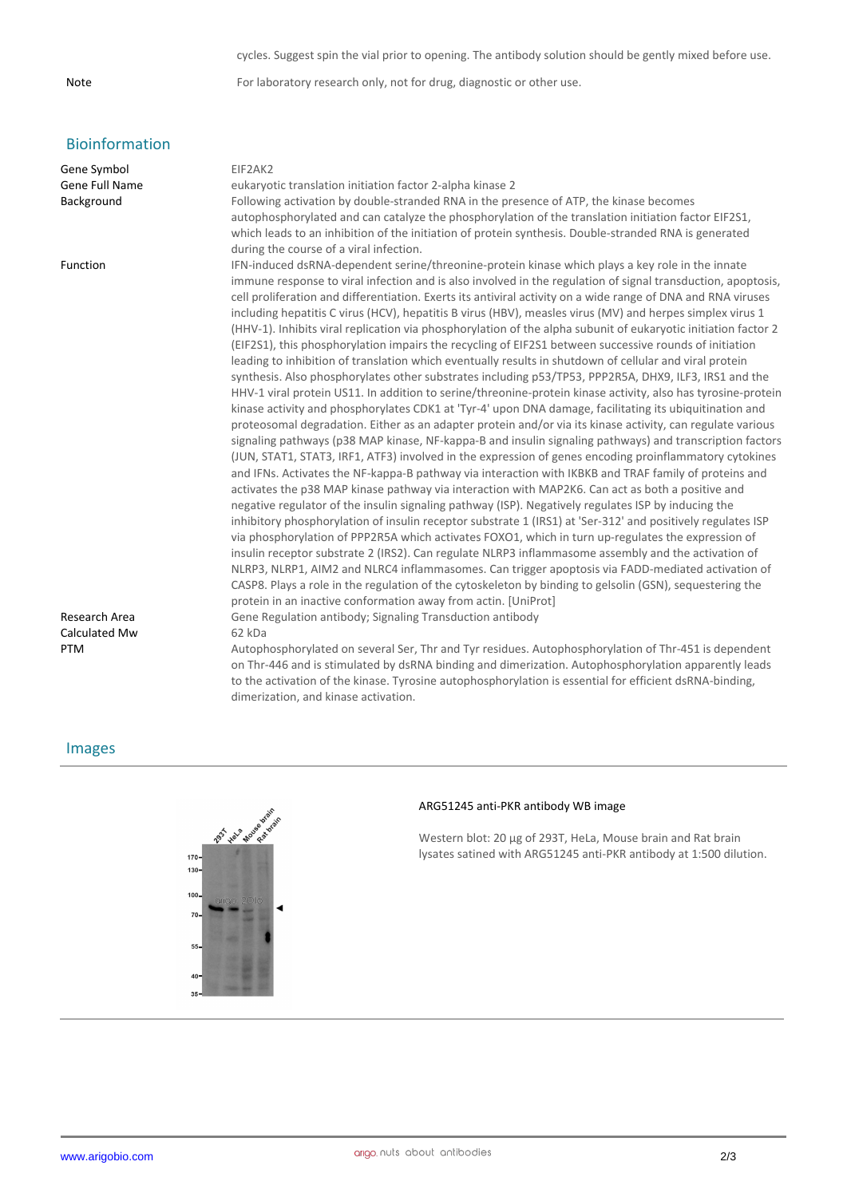cycles. Suggest spin the vial prior to opening. The antibody solution should be gently mixed before use.

| | |
|---|---|
| Note | For laboratory research only, not for drug, diagnostic or other use. |

## Bioinformation

| | |
|---|---|
| Gene Symbol | EIF2AK2 |
| Gene Full Name | eukaryotic translation initiation factor 2-alpha kinase 2 |
| Background | Following activation by double-stranded RNA in the presence of ATP, the kinase becomes autophosphorylated and can catalyze the phosphorylation of the translation initiation factor EIF2S1, which leads to an inhibition of the initiation of protein synthesis. Double-stranded RNA is generated during the course of a viral infection. |
| Function | IFN-induced dsRNA-dependent serine/threonine-protein kinase which plays a key role in the innate immune response to viral infection and is also involved in the regulation of signal transduction, apoptosis, cell proliferation and differentiation. Exerts its antiviral activity on a wide range of DNA and RNA viruses including hepatitis C virus (HCV), hepatitis B virus (HBV), measles virus (MV) and herpes simplex virus 1 (HHV-1). Inhibits viral replication via phosphorylation of the alpha subunit of eukaryotic initiation factor 2 (EIF2S1), this phosphorylation impairs the recycling of EIF2S1 between successive rounds of initiation leading to inhibition of translation which eventually results in shutdown of cellular and viral protein synthesis. Also phosphorylates other substrates including p53/TP53, PPP2R5A, DHX9, ILF3, IRS1 and the HHV-1 viral protein US11. In addition to serine/threonine-protein kinase activity, also has tyrosine-protein kinase activity and phosphorylates CDK1 at 'Tyr-4' upon DNA damage, facilitating its ubiquitination and proteosomal degradation. Either as an adapter protein and/or via its kinase activity, can regulate various signaling pathways (p38 MAP kinase, NF-kappa-B and insulin signaling pathways) and transcription factors (JUN, STAT1, STAT3, IRF1, ATF3) involved in the expression of genes encoding proinflammatory cytokines and IFNs. Activates the NF-kappa-B pathway via interaction with IKBKB and TRAF family of proteins and activates the p38 MAP kinase pathway via interaction with MAP2K6. Can act as both a positive and negative regulator of the insulin signaling pathway (ISP). Negatively regulates ISP by inducing the inhibitory phosphorylation of insulin receptor substrate 1 (IRS1) at 'Ser-312' and positively regulates ISP via phosphorylation of PPP2R5A which activates FOXO1, which in turn up-regulates the expression of insulin receptor substrate 2 (IRS2). Can regulate NLRP3 inflammasome assembly and the activation of NLRP3, NLRP1, AIM2 and NLRC4 inflammasomes. Can trigger apoptosis via FADD-mediated activation of CASP8. Plays a role in the regulation of the cytoskeleton by binding to gelsolin (GSN), sequestering the protein in an inactive conformation away from actin. [UniProt] |
| Research Area | Gene Regulation antibody; Signaling Transduction antibody |
| Calculated Mw | 62 kDa |
| PTM | Autophosphorylated on several Ser, Thr and Tyr residues. Autophosphorylation of Thr-451 is dependent on Thr-446 and is stimulated by dsRNA binding and dimerization. Autophosphorylation apparently leads to the activation of the kinase. Tyrosine autophosphorylation is essential for efficient dsRNA-binding, dimerization, and kinase activation. |

## Images

ARG51245 anti-PKR antibody WB image

Western blot: 20 µg of 293T, HeLa, Mouse brain and Rat brain lysates satined with ARG51245 anti-PKR antibody at 1:500 dilution.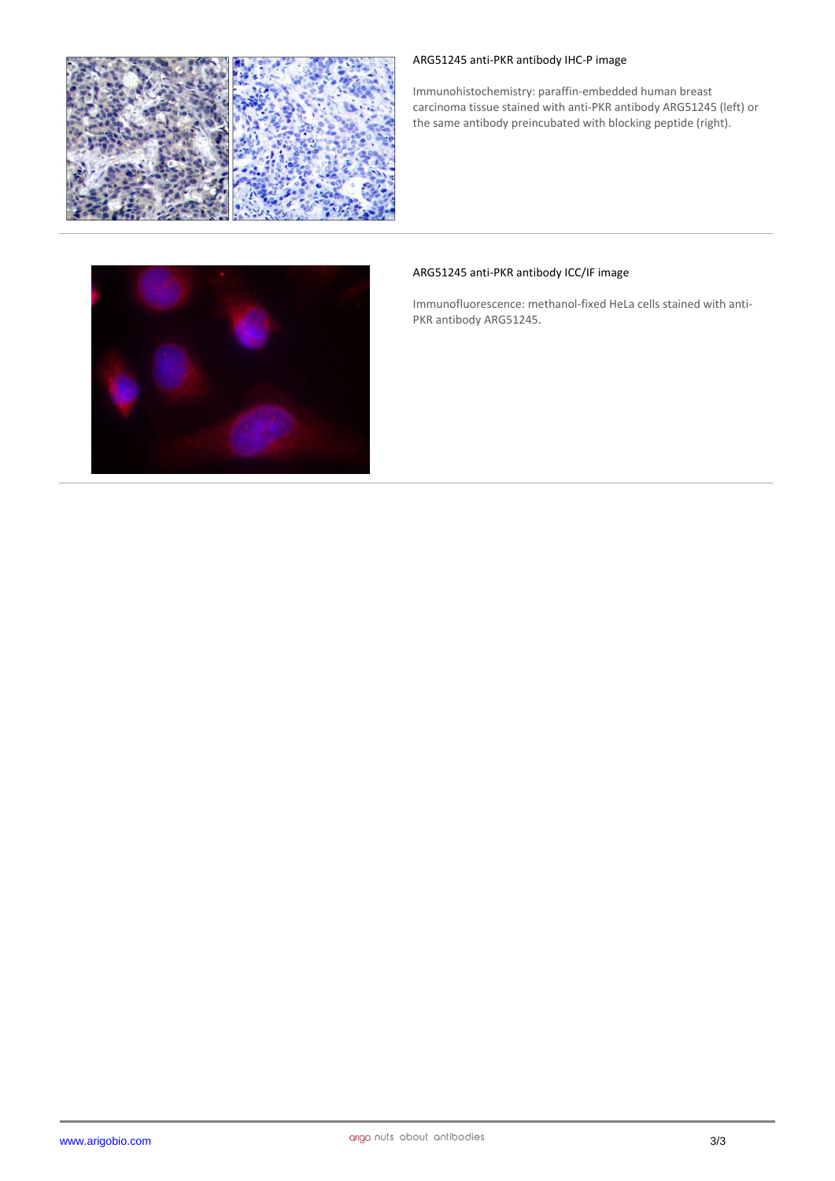ARG51245 anti-PKR antibody IHC-P image

Immunohistochemistry: paraffin-embedded human breast carcinoma tissue stained with anti-PKR antibody ARG51245 (left) or the same antibody preincubated with blocking peptide (right).

ARG51245 anti-PKR antibody ICC/IF image

Immunofluorescence: methanol-fixed HeLa cells stained with anti-PKR antibody ARG51245.